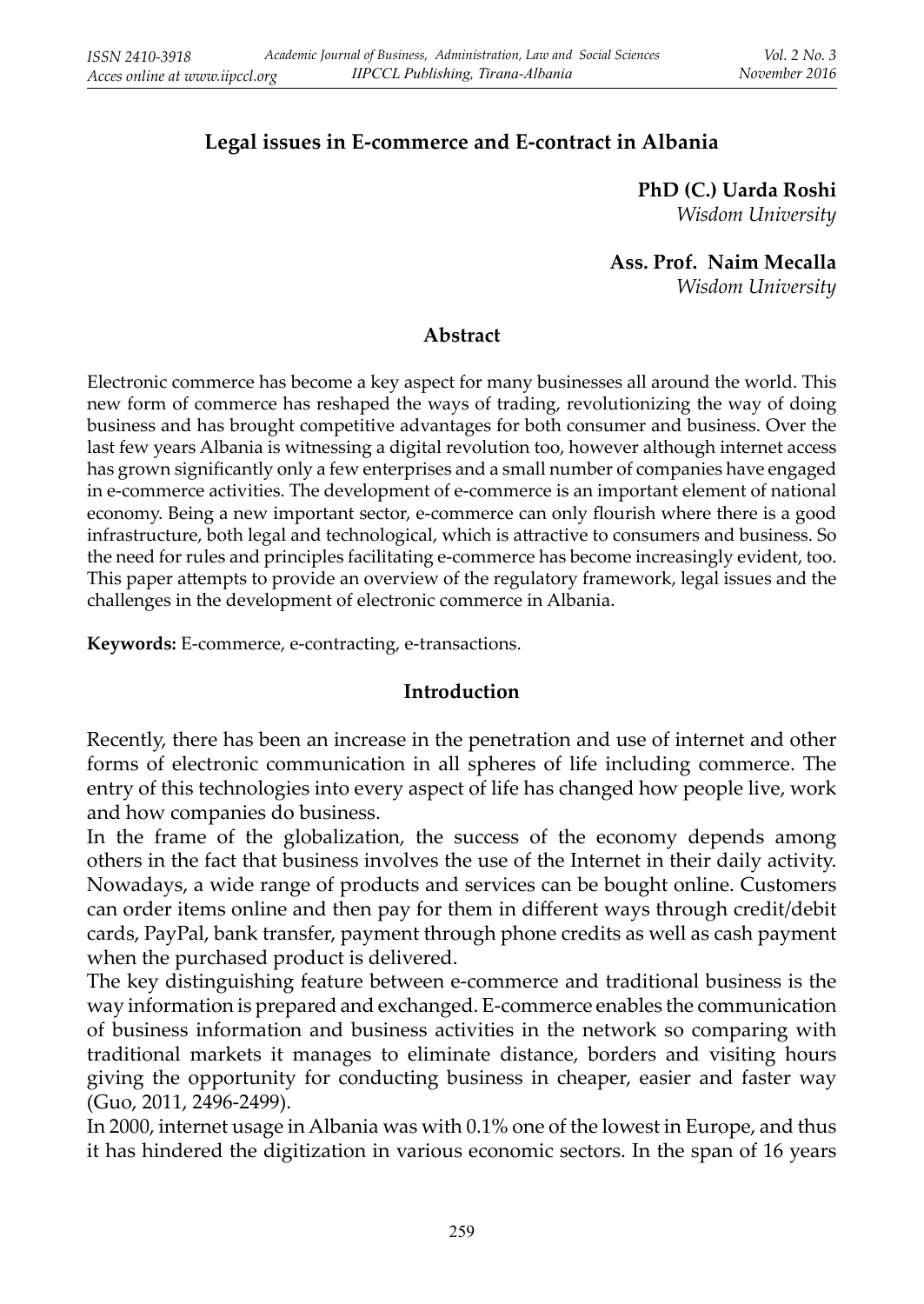# Legal issues in E-commerce and E-contract in Albania

**PhD (C.) Uarda Roshi**
*Wisdom University*

**Ass. Prof. Naim Mecalla**
*Wisdom University*

## Abstract

Electronic commerce has become a key aspect for many businesses all around the world. This new form of commerce has reshaped the ways of trading, revolutionizing the way of doing business and has brought competitive advantages for both consumer and business. Over the last few years Albania is witnessing a digital revolution too, however although internet access has grown significantly only a few enterprises and a small number of companies have engaged in e-commerce activities. The development of e-commerce is an important element of national economy. Being a new important sector, e-commerce can only flourish where there is a good infrastructure, both legal and technological, which is attractive to consumers and business. So the need for rules and principles facilitating e-commerce has become increasingly evident, too. This paper attempts to provide an overview of the regulatory framework, legal issues and the challenges in the development of electronic commerce in Albania.

**Keywords:** E-commerce, e-contracting, e-transactions.

## Introduction

Recently, there has been an increase in the penetration and use of internet and other forms of electronic communication in all spheres of life including commerce. The entry of this technologies into every aspect of life has changed how people live, work and how companies do business.

In the frame of the globalization, the success of the economy depends among others in the fact that business involves the use of the Internet in their daily activity. Nowadays, a wide range of products and services can be bought online. Customers can order items online and then pay for them in different ways through credit/debit cards, PayPal, bank transfer, payment through phone credits as well as cash payment when the purchased product is delivered.

The key distinguishing feature between e-commerce and traditional business is the way information is prepared and exchanged. E-commerce enables the communication of business information and business activities in the network so comparing with traditional markets it manages to eliminate distance, borders and visiting hours giving the opportunity for conducting business in cheaper, easier and faster way (Guo, 2011, 2496-2499).

In 2000, internet usage in Albania was with 0.1% one of the lowest in Europe, and thus it has hindered the digitization in various economic sectors. In the span of 16 years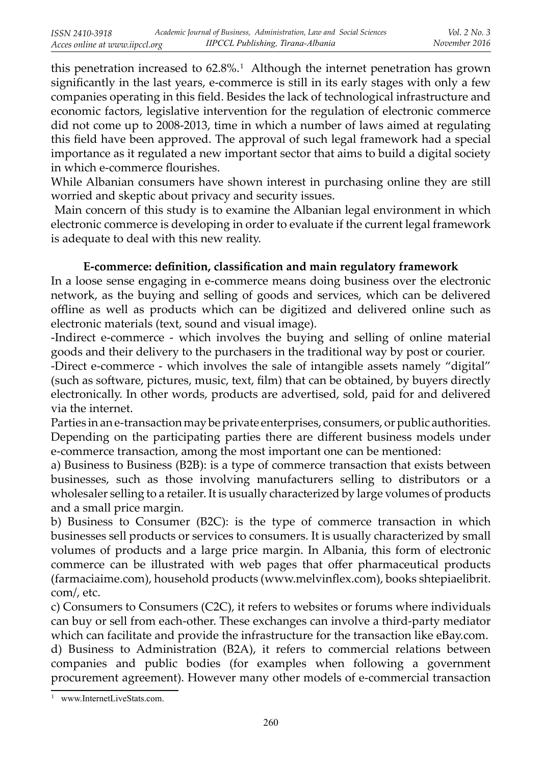this penetration increased to 62.8%.[1] Although the internet penetration has grown significantly in the last years, e-commerce is still in its early stages with only a few companies operating in this field. Besides the lack of technological infrastructure and economic factors, legislative intervention for the regulation of electronic commerce did not come up to 2008-2013, time in which a number of laws aimed at regulating this field have been approved. The approval of such legal framework had a special importance as it regulated a new important sector that aims to build a digital society in which e-commerce flourishes.

While Albanian consumers have shown interest in purchasing online they are still worried and skeptic about privacy and security issues.

Main concern of this study is to examine the Albanian legal environment in which electronic commerce is developing in order to evaluate if the current legal framework is adequate to deal with this new reality.

**E-commerce: definition, classification and main regulatory framework**

In a loose sense engaging in e-commerce means doing business over the electronic network, as the buying and selling of goods and services, which can be delivered offline as well as products which can be digitized and delivered online such as electronic materials (text, sound and visual image).

-Indirect e-commerce - which involves the buying and selling of online material goods and their delivery to the purchasers in the traditional way by post or courier.

-Direct e-commerce - which involves the sale of intangible assets namely "digital" (such as software, pictures, music, text, film) that can be obtained, by buyers directly electronically. In other words, products are advertised, sold, paid for and delivered via the internet.

Parties in an e-transaction may be private enterprises, consumers, or public authorities. Depending on the participating parties there are different business models under e-commerce transaction, among the most important one can be mentioned:

a) Business to Business (B2B): is a type of commerce transaction that exists between businesses, such as those involving manufacturers selling to distributors or a wholesaler selling to a retailer. It is usually characterized by large volumes of products and a small price margin.

b) Business to Consumer (B2C): is the type of commerce transaction in which businesses sell products or services to consumers. It is usually characterized by small volumes of products and a large price margin. In Albania, this form of electronic commerce can be illustrated with web pages that offer pharmaceutical products (farmaciaime.com), household products (www.melvinflex.com), books shtepiaelibrit.com/, etc.

c) Consumers to Consumers (C2C), it refers to websites or forums where individuals can buy or sell from each-other. These exchanges can involve a third-party mediator which can facilitate and provide the infrastructure for the transaction like eBay.com.

d) Business to Administration (B2A), it refers to commercial relations between companies and public bodies (for examples when following a government procurement agreement). However many other models of e-commercial transaction

[1] www.InternetLiveStats.com.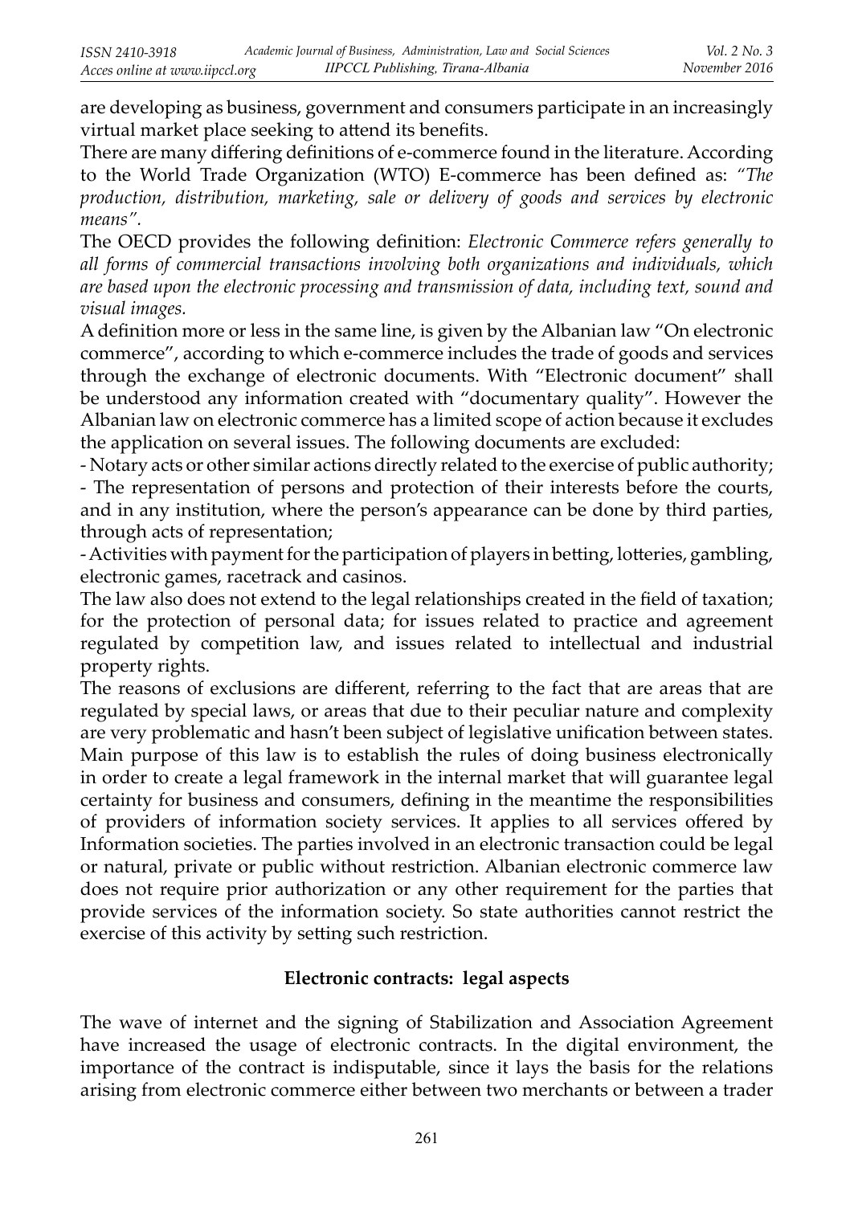are developing as business, government and consumers participate in an increasingly virtual market place seeking to attend its benefits.

There are many differing definitions of e-commerce found in the literature. According to the World Trade Organization (WTO) E-commerce has been defined as: *"The production, distribution, marketing, sale or delivery of goods and services by electronic means"*.

The OECD provides the following definition: *Electronic Commerce refers generally to all forms of commercial transactions involving both organizations and individuals, which are based upon the electronic processing and transmission of data, including text, sound and visual images.*

A definition more or less in the same line, is given by the Albanian law "On electronic commerce", according to which e-commerce includes the trade of goods and services through the exchange of electronic documents. With "Electronic document" shall be understood any information created with "documentary quality". However the Albanian law on electronic commerce has a limited scope of action because it excludes the application on several issues. The following documents are excluded:

- Notary acts or other similar actions directly related to the exercise of public authority;
- The representation of persons and protection of their interests before the courts, and in any institution, where the person's appearance can be done by third parties, through acts of representation;
- Activities with payment for the participation of players in betting, lotteries, gambling, electronic games, racetrack and casinos.

The law also does not extend to the legal relationships created in the field of taxation; for the protection of personal data; for issues related to practice and agreement regulated by competition law, and issues related to intellectual and industrial property rights.

The reasons of exclusions are different, referring to the fact that are areas that are regulated by special laws, or areas that due to their peculiar nature and complexity are very problematic and hasn't been subject of legislative unification between states. Main purpose of this law is to establish the rules of doing business electronically in order to create a legal framework in the internal market that will guarantee legal certainty for business and consumers, defining in the meantime the responsibilities of providers of information society services. It applies to all services offered by Information societies. The parties involved in an electronic transaction could be legal or natural, private or public without restriction. Albanian electronic commerce law does not require prior authorization or any other requirement for the parties that provide services of the information society. So state authorities cannot restrict the exercise of this activity by setting such restriction.

## Electronic contracts: legal aspects

The wave of internet and the signing of Stabilization and Association Agreement have increased the usage of electronic contracts. In the digital environment, the importance of the contract is indisputable, since it lays the basis for the relations arising from electronic commerce either between two merchants or between a trader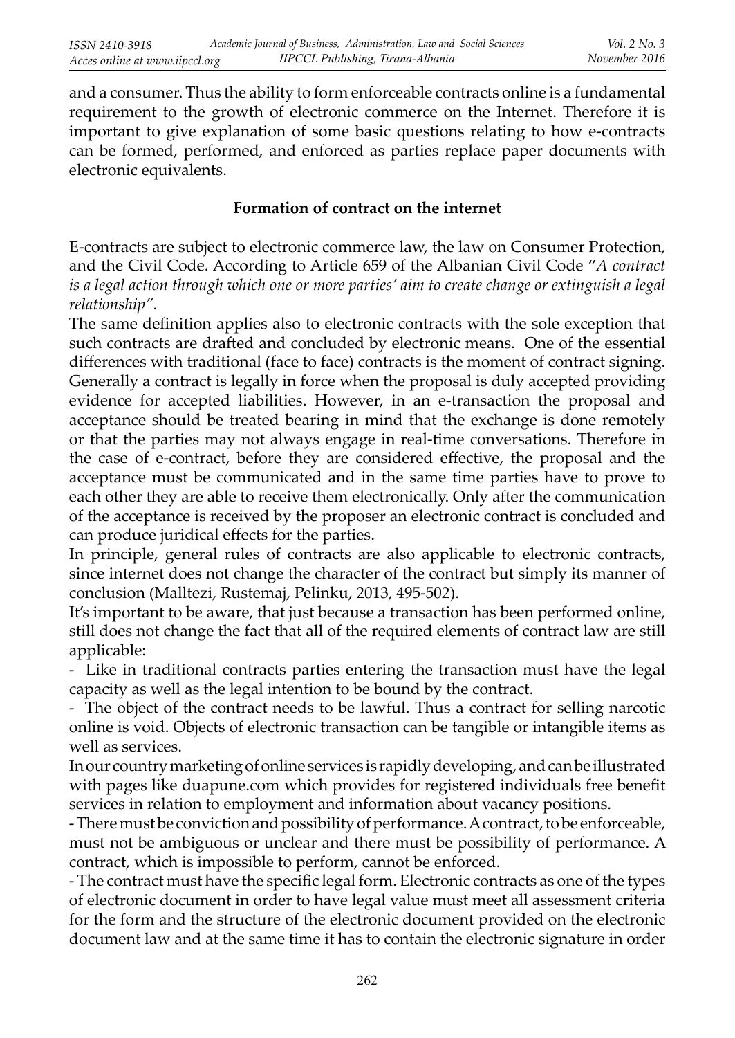and a consumer. Thus the ability to form enforceable contracts online is a fundamental requirement to the growth of electronic commerce on the Internet. Therefore it is important to give explanation of some basic questions relating to how e-contracts can be formed, performed, and enforced as parties replace paper documents with electronic equivalents.

## Formation of contract on the internet

E-contracts are subject to electronic commerce law, the law on Consumer Protection, and the Civil Code. According to Article 659 of the Albanian Civil Code "*A contract is a legal action through which one or more parties' aim to create change or extinguish a legal relationship"*.

The same definition applies also to electronic contracts with the sole exception that such contracts are drafted and concluded by electronic means. One of the essential differences with traditional (face to face) contracts is the moment of contract signing. Generally a contract is legally in force when the proposal is duly accepted providing evidence for accepted liabilities. However, in an e-transaction the proposal and acceptance should be treated bearing in mind that the exchange is done remotely or that the parties may not always engage in real-time conversations. Therefore in the case of e-contract, before they are considered effective, the proposal and the acceptance must be communicated and in the same time parties have to prove to each other they are able to receive them electronically. Only after the communication of the acceptance is received by the proposer an electronic contract is concluded and can produce juridical effects for the parties.

In principle, general rules of contracts are also applicable to electronic contracts, since internet does not change the character of the contract but simply its manner of conclusion (Malltezi, Rustemaj, Pelinku, 2013, 495-502).

It's important to be aware, that just because a transaction has been performed online, still does not change the fact that all of the required elements of contract law are still applicable:

- Like in traditional contracts parties entering the transaction must have the legal capacity as well as the legal intention to be bound by the contract.
- The object of the contract needs to be lawful. Thus a contract for selling narcotic online is void. Objects of electronic transaction can be tangible or intangible items as well as services.

In our country marketing of online services is rapidly developing, and can be illustrated with pages like duapune.com which provides for registered individuals free benefit services in relation to employment and information about vacancy positions.

- There must be conviction and possibility of performance. A contract, to be enforceable, must not be ambiguous or unclear and there must be possibility of performance. A contract, which is impossible to perform, cannot be enforced.
- The contract must have the specific legal form. Electronic contracts as one of the types of electronic document in order to have legal value must meet all assessment criteria for the form and the structure of the electronic document provided on the electronic document law and at the same time it has to contain the electronic signature in order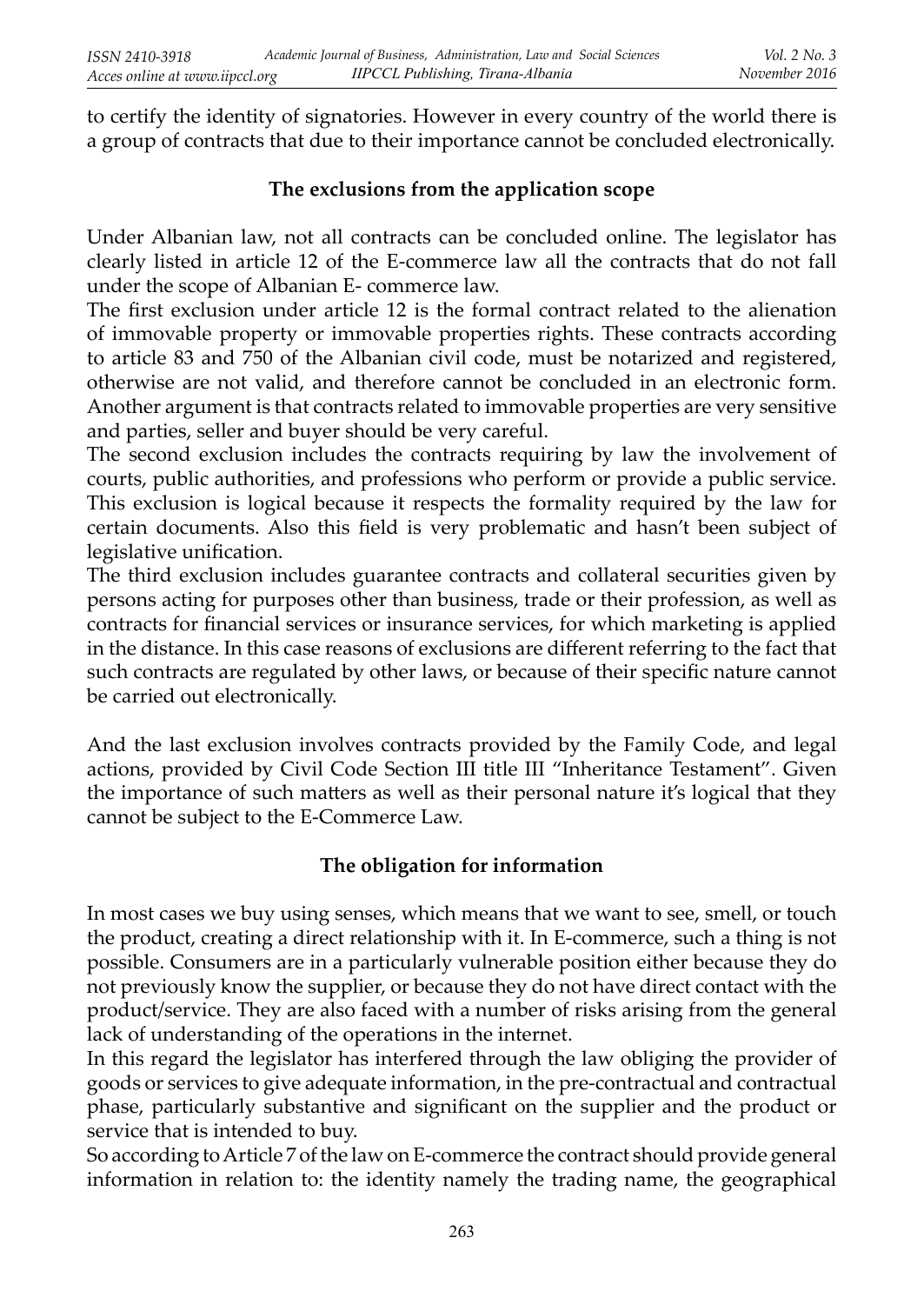to certify the identity of signatories. However in every country of the world there is a group of contracts that due to their importance cannot be concluded electronically.

## The exclusions from the application scope

Under Albanian law, not all contracts can be concluded online. The legislator has clearly listed in article 12 of the E-commerce law all the contracts that do not fall under the scope of Albanian E- commerce law.

The first exclusion under article 12 is the formal contract related to the alienation of immovable property or immovable properties rights. These contracts according to article 83 and 750 of the Albanian civil code, must be notarized and registered, otherwise are not valid, and therefore cannot be concluded in an electronic form. Another argument is that contracts related to immovable properties are very sensitive and parties, seller and buyer should be very careful.

The second exclusion includes the contracts requiring by law the involvement of courts, public authorities, and professions who perform or provide a public service. This exclusion is logical because it respects the formality required by the law for certain documents. Also this field is very problematic and hasn't been subject of legislative unification.

The third exclusion includes guarantee contracts and collateral securities given by persons acting for purposes other than business, trade or their profession, as well as contracts for financial services or insurance services, for which marketing is applied in the distance. In this case reasons of exclusions are different referring to the fact that such contracts are regulated by other laws, or because of their specific nature cannot be carried out electronically.

And the last exclusion involves contracts provided by the Family Code, and legal actions, provided by Civil Code Section III title III "Inheritance Testament". Given the importance of such matters as well as their personal nature it's logical that they cannot be subject to the E-Commerce Law.

## The obligation for information

In most cases we buy using senses, which means that we want to see, smell, or touch the product, creating a direct relationship with it. In E-commerce, such a thing is not possible. Consumers are in a particularly vulnerable position either because they do not previously know the supplier, or because they do not have direct contact with the product/service. They are also faced with a number of risks arising from the general lack of understanding of the operations in the internet.

In this regard the legislator has interfered through the law obliging the provider of goods or services to give adequate information, in the pre-contractual and contractual phase, particularly substantive and significant on the supplier and the product or service that is intended to buy.

So according to Article 7 of the law on E-commerce the contract should provide general information in relation to: the identity namely the trading name, the geographical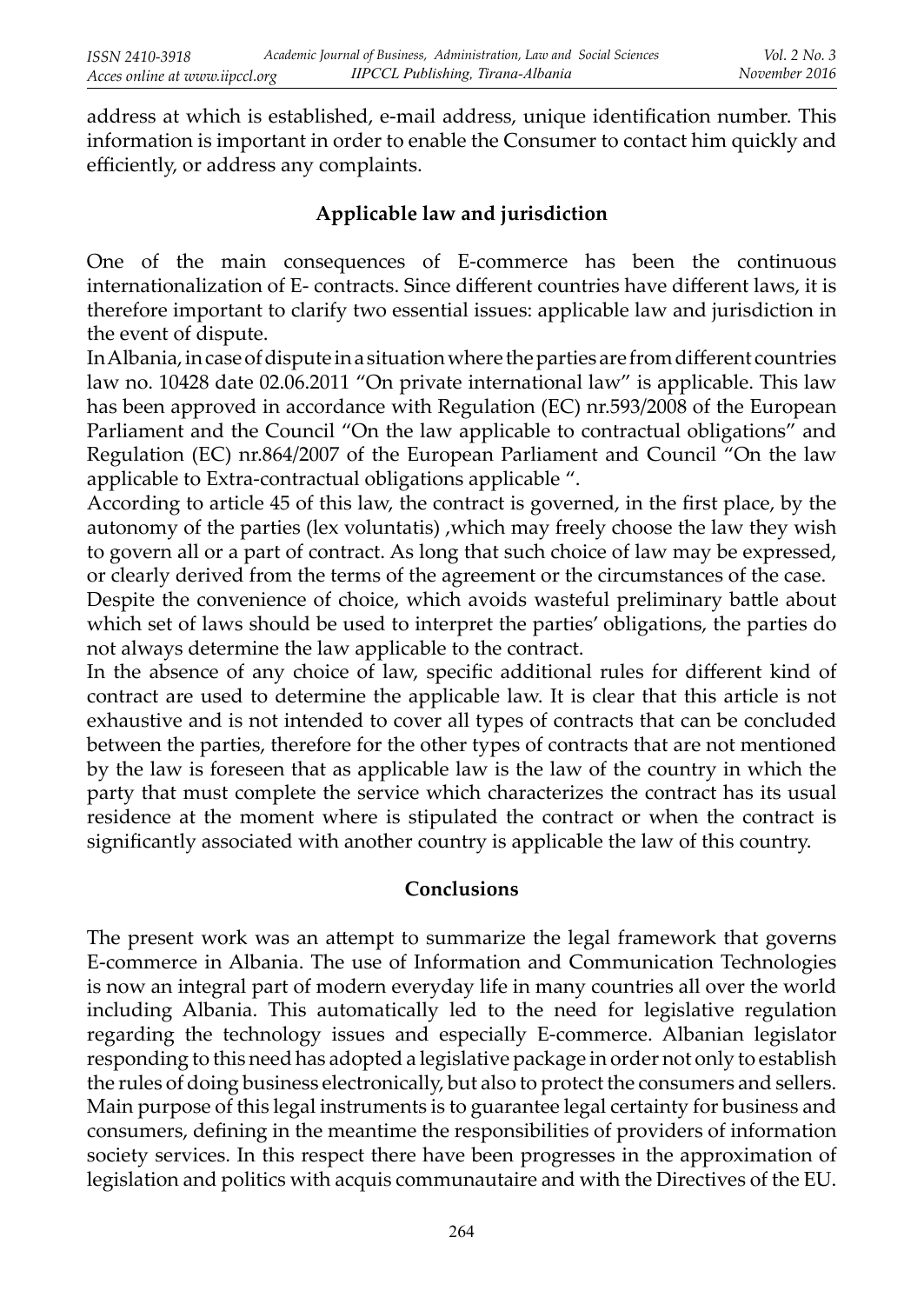address at which is established, e-mail address, unique identification number. This information is important in order to enable the Consumer to contact him quickly and efficiently, or address any complaints.

## Applicable law and jurisdiction

One of the main consequences of E-commerce has been the continuous internationalization of E- contracts. Since different countries have different laws, it is therefore important to clarify two essential issues: applicable law and jurisdiction in the event of dispute.

In Albania, in case of dispute in a situation where the parties are from different countries law no. 10428 date 02.06.2011 "On private international law" is applicable. This law has been approved in accordance with Regulation (EC) nr.593/2008 of the European Parliament and the Council "On the law applicable to contractual obligations" and Regulation (EC) nr.864/2007 of the European Parliament and Council "On the law applicable to Extra-contractual obligations applicable ".

According to article 45 of this law, the contract is governed, in the first place, by the autonomy of the parties (lex voluntatis) ,which may freely choose the law they wish to govern all or a part of contract. As long that such choice of law may be expressed, or clearly derived from the terms of the agreement or the circumstances of the case.

Despite the convenience of choice, which avoids wasteful preliminary battle about which set of laws should be used to interpret the parties' obligations, the parties do not always determine the law applicable to the contract.

In the absence of any choice of law, specific additional rules for different kind of contract are used to determine the applicable law. It is clear that this article is not exhaustive and is not intended to cover all types of contracts that can be concluded between the parties, therefore for the other types of contracts that are not mentioned by the law is foreseen that as applicable law is the law of the country in which the party that must complete the service which characterizes the contract has its usual residence at the moment where is stipulated the contract or when the contract is significantly associated with another country is applicable the law of this country.

## Conclusions

The present work was an attempt to summarize the legal framework that governs E-commerce in Albania. The use of Information and Communication Technologies is now an integral part of modern everyday life in many countries all over the world including Albania. This automatically led to the need for legislative regulation regarding the technology issues and especially E-commerce. Albanian legislator responding to this need has adopted a legislative package in order not only to establish the rules of doing business electronically, but also to protect the consumers and sellers. Main purpose of this legal instruments is to guarantee legal certainty for business and consumers, defining in the meantime the responsibilities of providers of information society services. In this respect there have been progresses in the approximation of legislation and politics with acquis communautaire and with the Directives of the EU.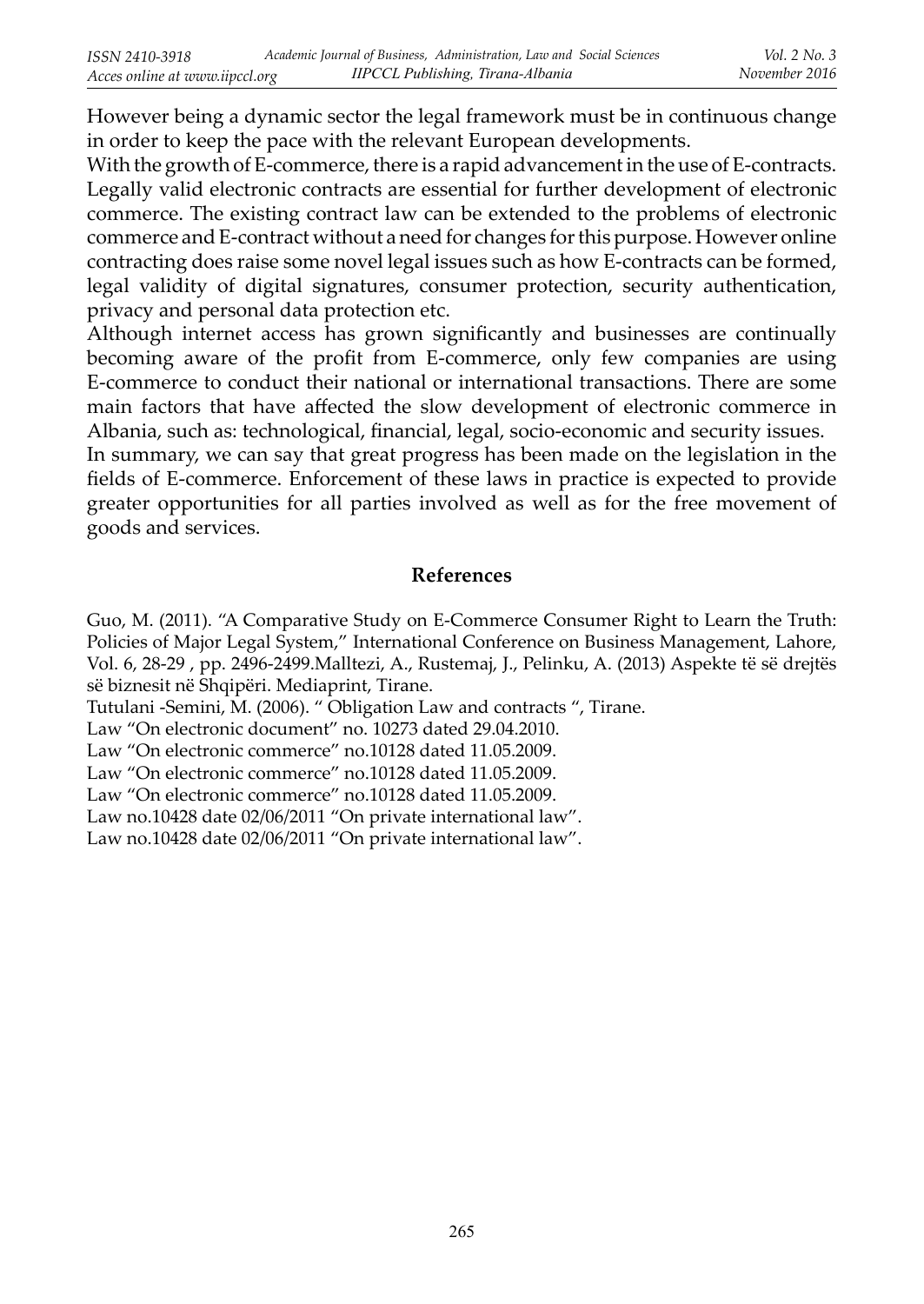However being a dynamic sector the legal framework must be in continuous change in order to keep the pace with the relevant European developments.

With the growth of E-commerce, there is a rapid advancement in the use of E-contracts. Legally valid electronic contracts are essential for further development of electronic commerce. The existing contract law can be extended to the problems of electronic commerce and E-contract without a need for changes for this purpose. However online contracting does raise some novel legal issues such as how E-contracts can be formed, legal validity of digital signatures, consumer protection, security authentication, privacy and personal data protection etc.

Although internet access has grown significantly and businesses are continually becoming aware of the profit from E-commerce, only few companies are using E-commerce to conduct their national or international transactions. There are some main factors that have affected the slow development of electronic commerce in Albania, such as: technological, financial, legal, socio-economic and security issues.

In summary, we can say that great progress has been made on the legislation in the fields of E-commerce. Enforcement of these laws in practice is expected to provide greater opportunities for all parties involved as well as for the free movement of goods and services.

## References

Guo, M. (2011). "A Comparative Study on E-Commerce Consumer Right to Learn the Truth: Policies of Major Legal System," International Conference on Business Management, Lahore, Vol. 6, 28-29 , pp. 2496-2499.Malltezi, A., Rustemaj, J., Pelinku, A. (2013) Aspekte të së drejtës së biznesit në Shqipëri. Mediaprint, Tirane.

Tutulani -Semini, M. (2006). " Obligation Law and contracts ", Tirane.

Law "On electronic document" no. 10273 dated 29.04.2010.

Law "On electronic commerce" no.10128 dated 11.05.2009.

Law "On electronic commerce" no.10128 dated 11.05.2009.

Law "On electronic commerce" no.10128 dated 11.05.2009.

Law no.10428 date 02/06/2011 "On private international law".

Law no.10428 date 02/06/2011 "On private international law".